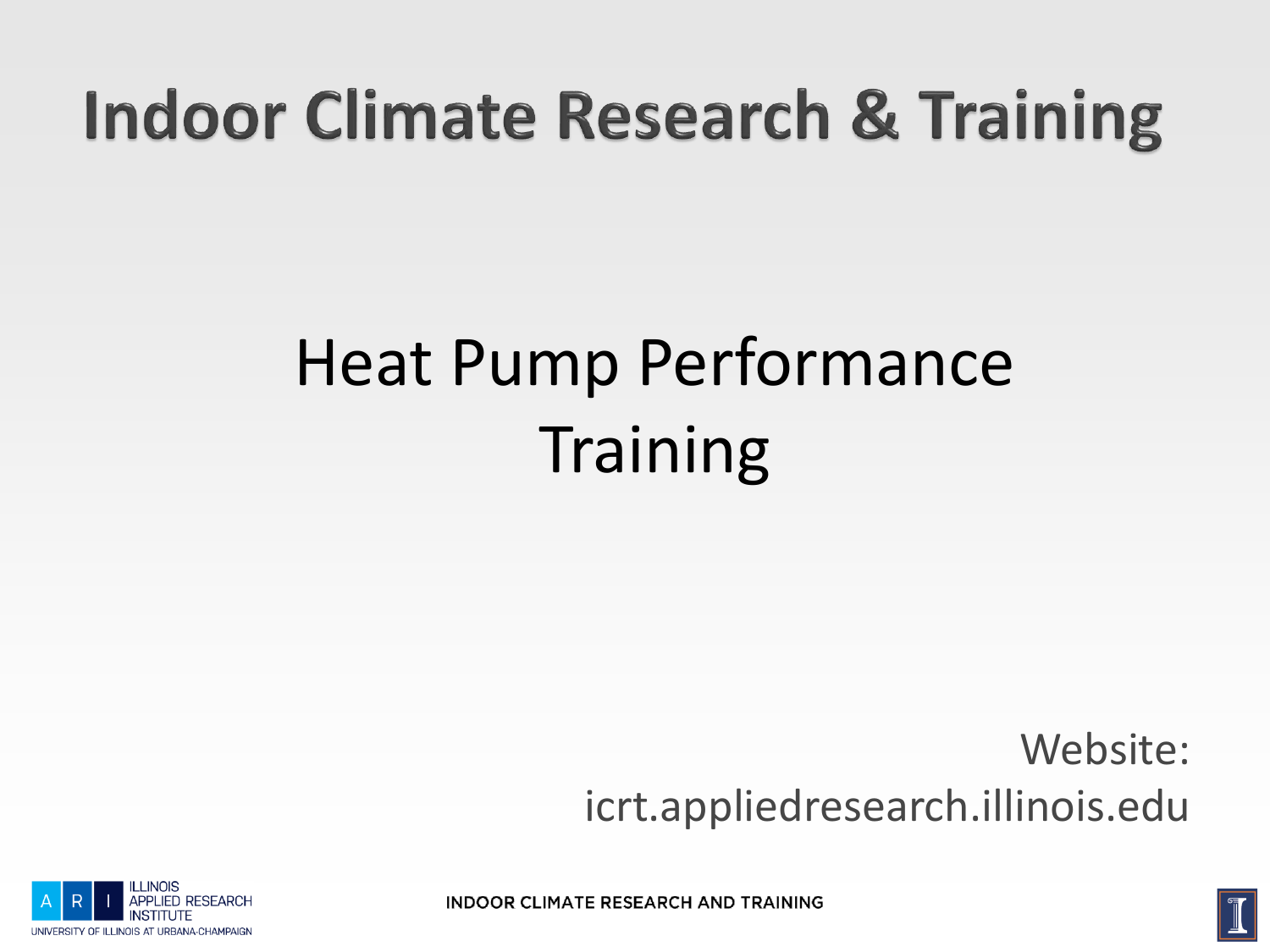# Indoor Climate Research & Training

## Heat Pump Performance Training

Website:
icrt.appliedresearch.illinois.edu

ILLINOIS APPLIED RESEARCH INSTITUTE
UNIVERSITY OF ILLINOIS AT URBANA-CHAMPAIGN

INDOOR CLIMATE RESEARCH AND TRAINING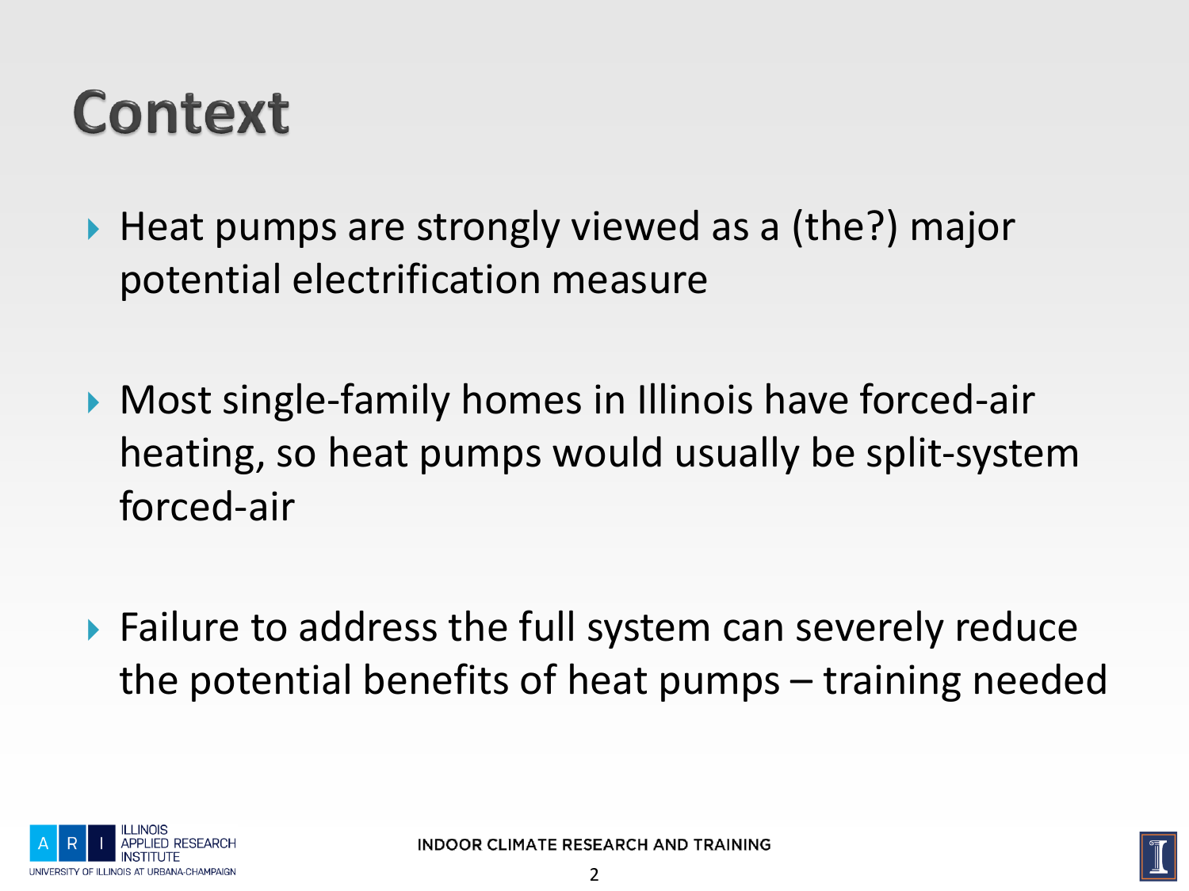# Context

- Heat pumps are strongly viewed as a (the?) major potential electrification measure

- Most single-family homes in Illinois have forced-air heating, so heat pumps would usually be split-system forced-air

- Failure to address the full system can severely reduce the potential benefits of heat pumps – training needed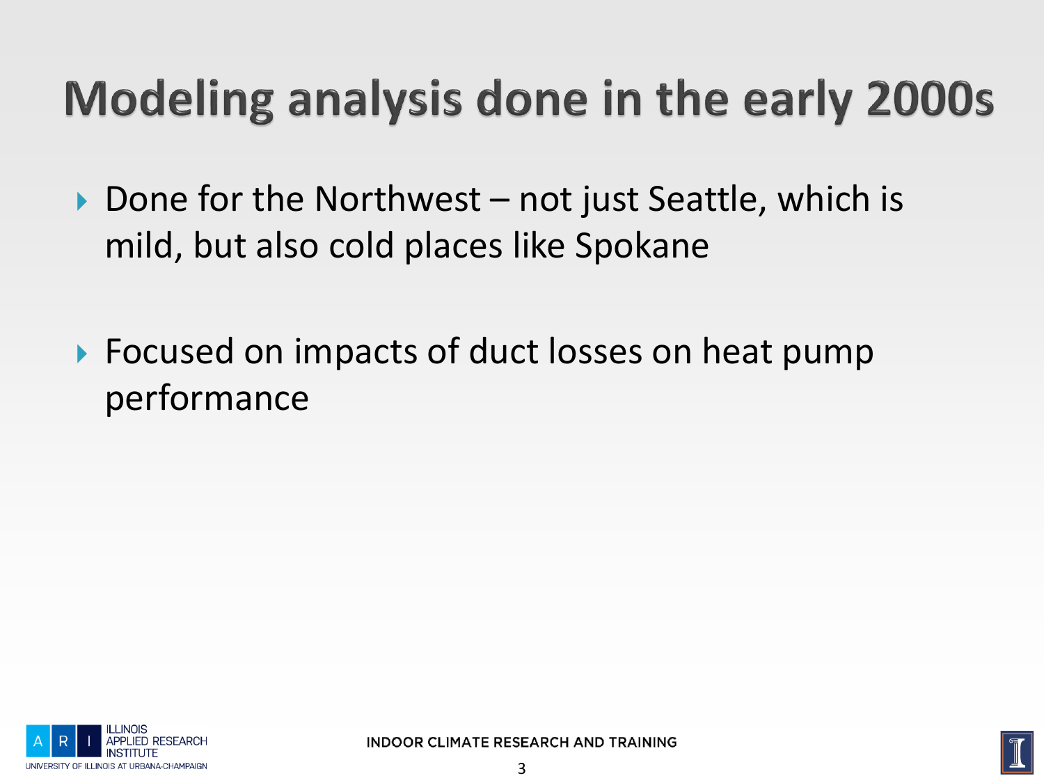# Modeling analysis done in the early 2000s

- Done for the Northwest – not just Seattle, which is mild, but also cold places like Spokane
- Focused on impacts of duct losses on heat pump performance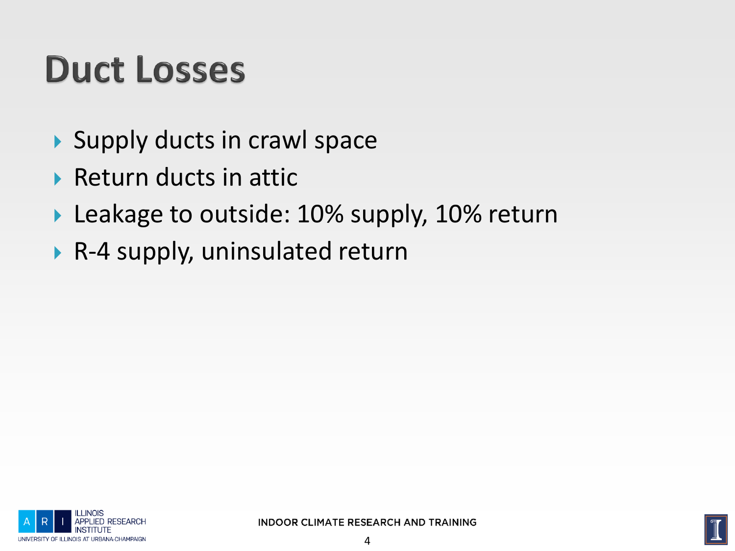# Duct Losses

- Supply ducts in crawl space
- Return ducts in attic
- Leakage to outside: 10% supply, 10% return
- R-4 supply, uninsulated return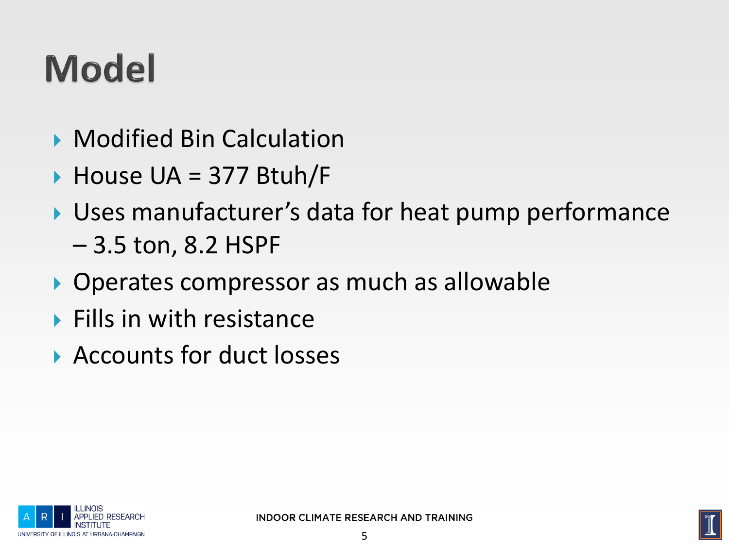# Model

- Modified Bin Calculation
- House UA = 377 Btuh/F
- Uses manufacturer's data for heat pump performance
  – 3.5 ton, 8.2 HSPF
- Operates compressor as much as allowable
- Fills in with resistance
- Accounts for duct losses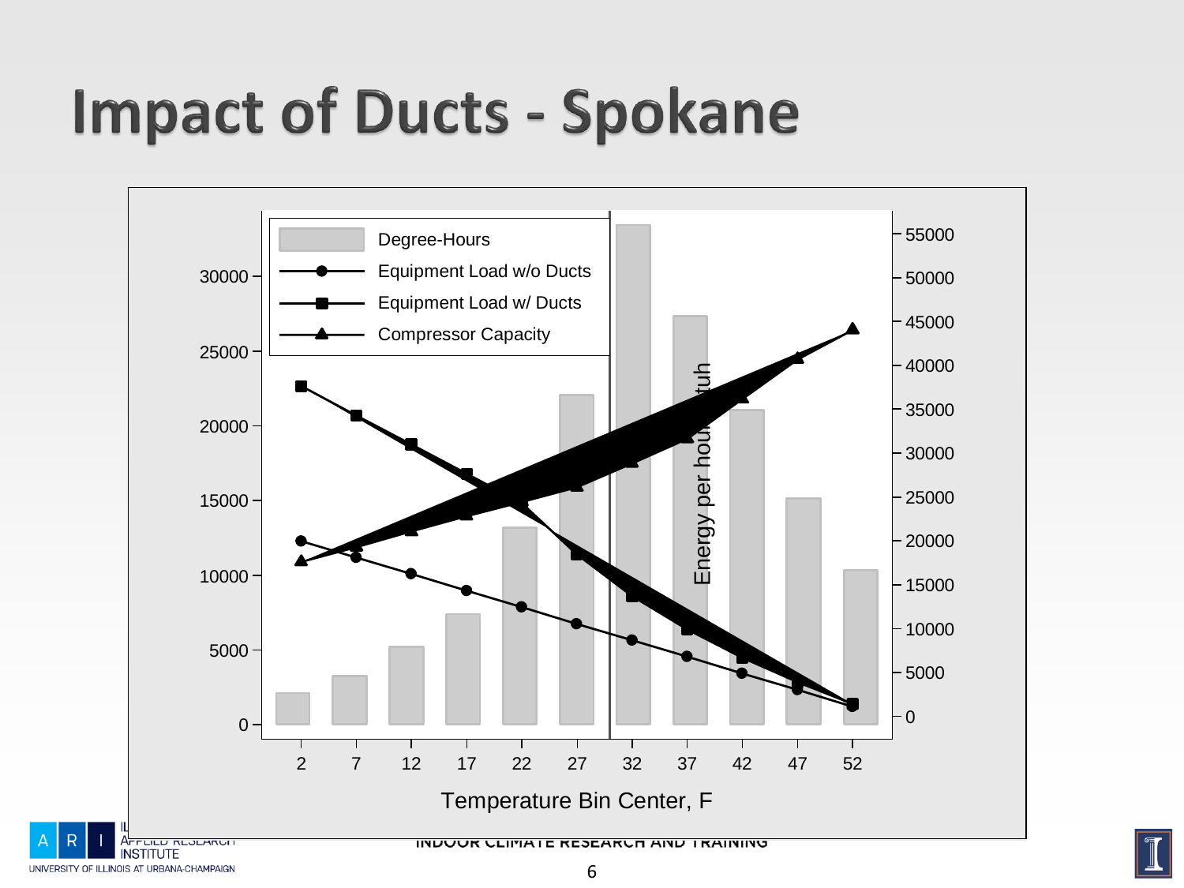# Impact of Ducts - Spokane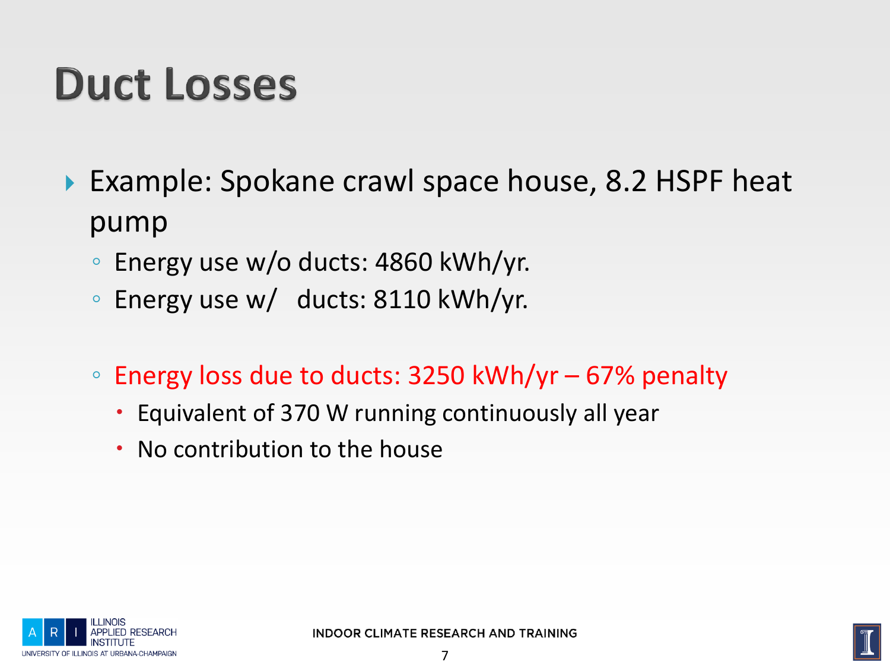# Duct Losses

- Example: Spokane crawl space house, 8.2 HSPF heat pump
  - Energy use w/o ducts: 4860 kWh/yr.
  - Energy use w/ ducts: 8110 kWh/yr.
  - Energy loss due to ducts: 3250 kWh/yr – 67% penalty
    - Equivalent of 370 W running continuously all year
    - No contribution to the house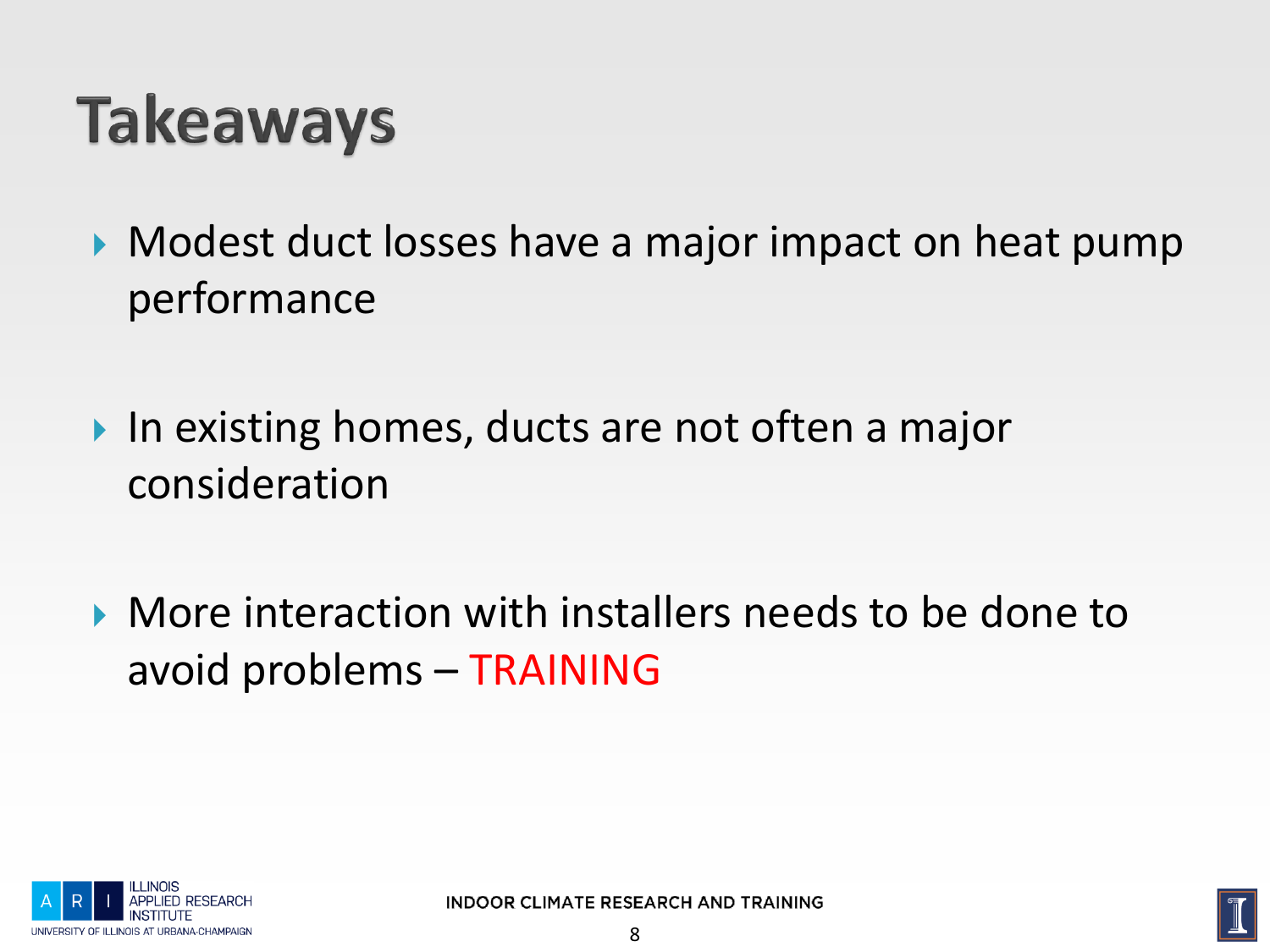# Takeaways

- Modest duct losses have a major impact on heat pump performance
- In existing homes, ducts are not often a major consideration
- More interaction with installers needs to be done to avoid problems – TRAINING